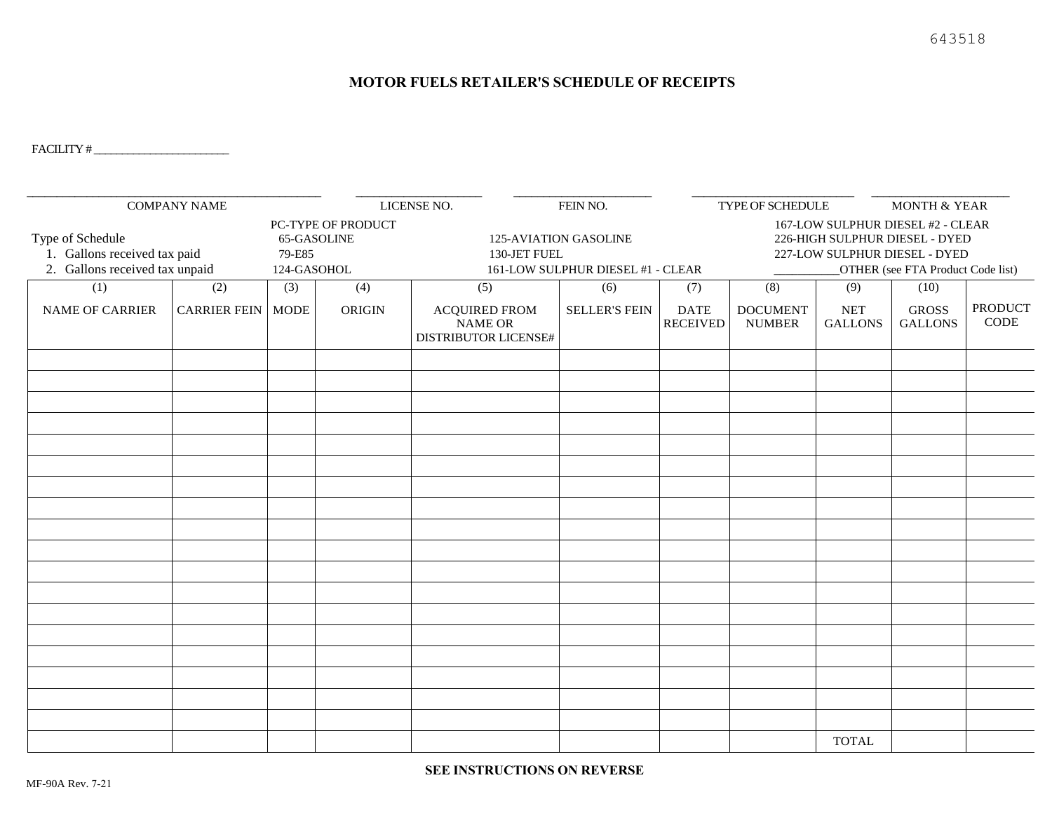643518

# MOTOR FUELS RETAILER'S SCHEDULE OF RECEIPTS

FACILITY # ________________________

| ______________________ | ______________________ | ______________________ | ______________________ | ______________________ |
|---|---|---|---|---|
| COMPANY NAME | LICENSE NO. | FEIN NO. | TYPE OF SCHEDULE | MONTH & YEAR |

Type of Schedule
1. Gallons received tax paid
2. Gallons received tax unpaid

PC-TYPE OF PRODUCT
- 65-GASOLINE
- 79-E85
- 124-GASOHOL
- 125-AVIATION GASOLINE
- 130-JET FUEL
- 161-LOW SULPHUR DIESEL #1 - CLEAR
- 167-LOW SULPHUR DIESEL #2 - CLEAR
- 226-HIGH SULPHUR DIESEL - DYED
- 227-LOW SULPHUR DIESEL - DYED
- ___________OTHER (see FTA Product Code list)

| (1) NAME OF CARRIER | (2) CARRIER FEIN | (3) MODE | (4) ORIGIN | (5) ACQUIRED FROM NAME OR DISTRIBUTOR LICENSE# | (6) SELLER'S FEIN | (7) DATE RECEIVED | (8) DOCUMENT NUMBER | (9) NET GALLONS | (10) GROSS GALLONS | PRODUCT CODE |
|---|---|---|---|---|---|---|---|---|---|---|
| | | | | | | | | | | |
| | | | | | | | | | | |
| | | | | | | | | | | |
| | | | | | | | | | | |
| | | | | | | | | | | |
| | | | | | | | | | | |
| | | | | | | | | | | |
| | | | | | | | | | | |
| | | | | | | | | | | |
| | | | | | | | | | | |
| | | | | | | | | | | |
| | | | | | | | | | | |
| | | | | | | | | | | |
| | | | | | | | | | | |
| | | | | | | | | | | |
| | | | | | | | | | | |
| | | | | | | | | | | |
| | | | | | | | | | | |
| | | | | | | | | TOTAL | | |

**SEE INSTRUCTIONS ON REVERSE**

MF-90A Rev. 7-21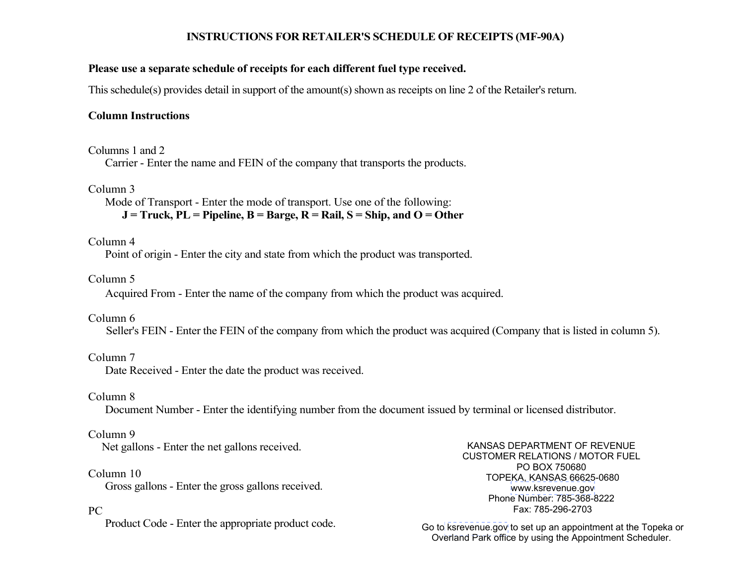# INSTRUCTIONS FOR RETAILER'S SCHEDULE OF RECEIPTS (MF-90A)

**Please use a separate schedule of receipts for each different fuel type received.**

This schedule(s) provides detail in support of the amount(s) shown as receipts on line 2 of the Retailer's return.

**Column Instructions**

Columns 1 and 2
Carrier - Enter the name and FEIN of the company that transports the products.

Column 3
Mode of Transport - Enter the mode of transport. Use one of the following:
**J = Truck, PL = Pipeline, B = Barge, R = Rail, S = Ship, and O = Other**

Column 4
Point of origin - Enter the city and state from which the product was transported.

Column 5
Acquired From - Enter the name of the company from which the product was acquired.

Column 6
Seller's FEIN - Enter the FEIN of the company from which the product was acquired (Company that is listed in column 5).

Column 7
Date Received - Enter the date the product was received.

Column 8
Document Number - Enter the identifying number from the document issued by terminal or licensed distributor.

Column 9
Net gallons - Enter the net gallons received.

Column 10
Gross gallons - Enter the gross gallons received.

PC
Product Code - Enter the appropriate product code.

KANSAS DEPARTMENT OF REVENUE
CUSTOMER RELATIONS / MOTOR FUEL
PO BOX 750680
TOPEKA, KANSAS 66625-0680
www.ksrevenue.gov
Phone Number: 785-368-8222
Fax: 785-296-2703

Go to ksrevenue.gov to set up an appointment at the Topeka or Overland Park office by using the Appointment Scheduler.